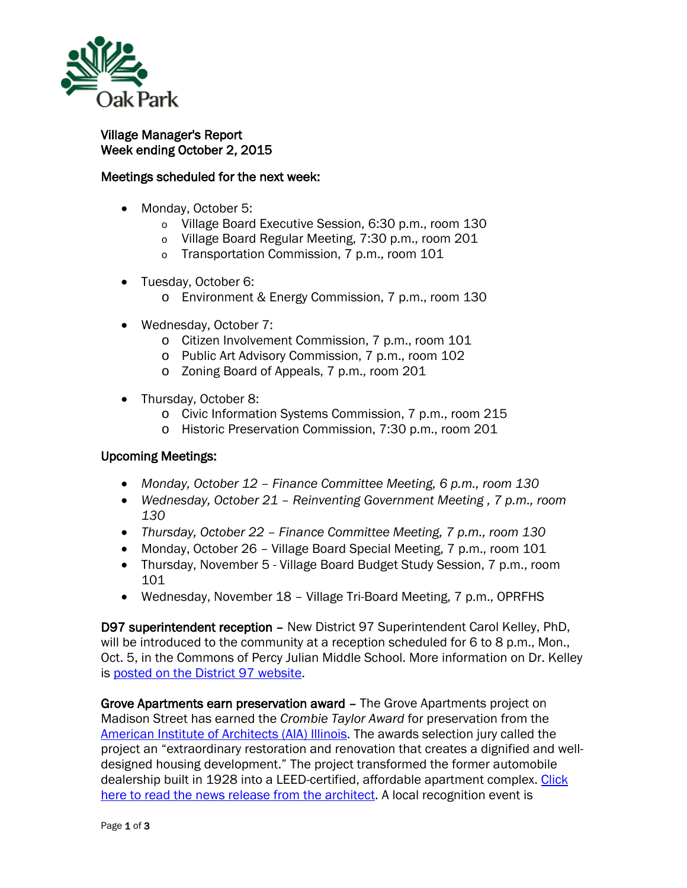Village Manager's Report
Week ending October 2, 2015

**Meetings scheduled for the next week:**

- Monday, October 5:
  - Village Board Executive Session, 6:30 p.m., room 130
  - Village Board Regular Meeting, 7:30 p.m., room 201
  - Transportation Commission, 7 p.m., room 101
- Tuesday, October 6:
  - Environment & Energy Commission, 7 p.m., room 130
- Wednesday, October 7:
  - Citizen Involvement Commission, 7 p.m., room 101
  - Public Art Advisory Commission, 7 p.m., room 102
  - Zoning Board of Appeals, 7 p.m., room 201
- Thursday, October 8:
  - Civic Information Systems Commission, 7 p.m., room 215
  - Historic Preservation Commission, 7:30 p.m., room 201

**Upcoming Meetings:**

- *Monday, October 12 – Finance Committee Meeting, 6 p.m., room 130*
- *Wednesday, October 21 – Reinventing Government Meeting , 7 p.m., room 130*
- *Thursday, October 22 – Finance Committee Meeting, 7 p.m., room 130*
- Monday, October 26 – Village Board Special Meeting, 7 p.m., room 101
- Thursday, November 5 - Village Board Budget Study Session, 7 p.m., room 101
- Wednesday, November 18 – Village Tri-Board Meeting, 7 p.m., OPRFHS

**D97 superintendent reception** – New District 97 Superintendent Carol Kelley, PhD, will be introduced to the community at a reception scheduled for 6 to 8 p.m., Mon., Oct. 5, in the Commons of Percy Julian Middle School. More information on Dr. Kelley is posted on the District 97 website.

**Grove Apartments earn preservation award** – The Grove Apartments project on Madison Street has earned the *Crombie Taylor Award* for preservation from the American Institute of Architects (AIA) Illinois. The awards selection jury called the project an "extraordinary restoration and renovation that creates a dignified and well-designed housing development." The project transformed the former automobile dealership built in 1928 into a LEED-certified, affordable apartment complex. Click here to read the news release from the architect. A local recognition event is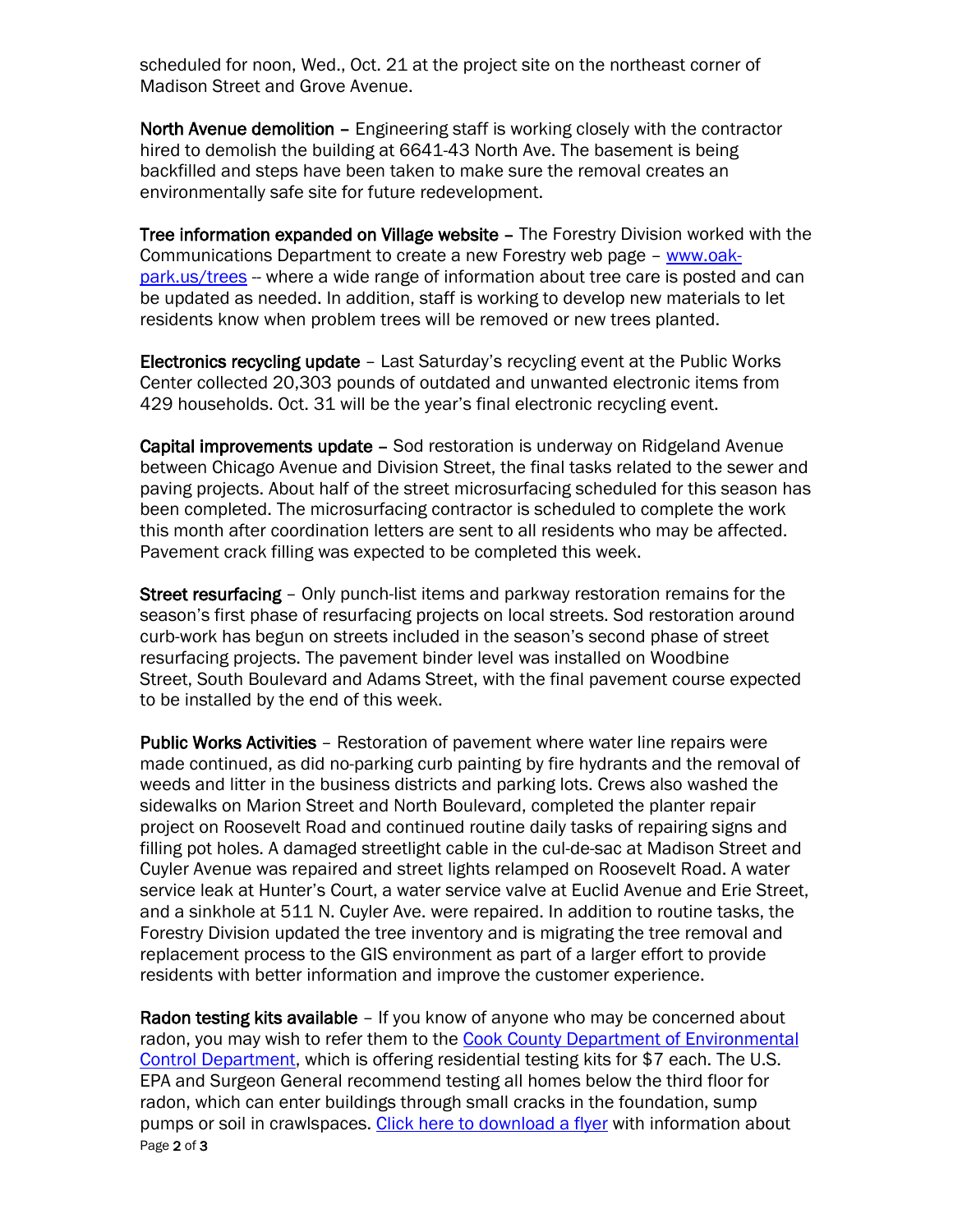scheduled for noon, Wed., Oct. 21 at the project site on the northeast corner of Madison Street and Grove Avenue.

**North Avenue demolition** – Engineering staff is working closely with the contractor hired to demolish the building at 6641-43 North Ave. The basement is being backfilled and steps have been taken to make sure the removal creates an environmentally safe site for future redevelopment.

**Tree information expanded on Village website** – The Forestry Division worked with the Communications Department to create a new Forestry web page – [www.oak-park.us/trees](www.oak-park.us/trees) -- where a wide range of information about tree care is posted and can be updated as needed. In addition, staff is working to develop new materials to let residents know when problem trees will be removed or new trees planted.

**Electronics recycling update** – Last Saturday's recycling event at the Public Works Center collected 20,303 pounds of outdated and unwanted electronic items from 429 households. Oct. 31 will be the year's final electronic recycling event.

**Capital improvements update** – Sod restoration is underway on Ridgeland Avenue between Chicago Avenue and Division Street, the final tasks related to the sewer and paving projects. About half of the street microsurfacing scheduled for this season has been completed. The microsurfacing contractor is scheduled to complete the work this month after coordination letters are sent to all residents who may be affected. Pavement crack filling was expected to be completed this week.

**Street resurfacing** – Only punch-list items and parkway restoration remains for the season's first phase of resurfacing projects on local streets. Sod restoration around curb-work has begun on streets included in the season's second phase of street resurfacing projects. The pavement binder level was installed on Woodbine Street, South Boulevard and Adams Street, with the final pavement course expected to be installed by the end of this week.

**Public Works Activities** – Restoration of pavement where water line repairs were made continued, as did no-parking curb painting by fire hydrants and the removal of weeds and litter in the business districts and parking lots. Crews also washed the sidewalks on Marion Street and North Boulevard, completed the planter repair project on Roosevelt Road and continued routine daily tasks of repairing signs and filling pot holes. A damaged streetlight cable in the cul-de-sac at Madison Street and Cuyler Avenue was repaired and street lights relamped on Roosevelt Road. A water service leak at Hunter's Court, a water service valve at Euclid Avenue and Erie Street, and a sinkhole at 511 N. Cuyler Ave. were repaired. In addition to routine tasks, the Forestry Division updated the tree inventory and is migrating the tree removal and replacement process to the GIS environment as part of a larger effort to provide residents with better information and improve the customer experience.

**Radon testing kits available** – If you know of anyone who may be concerned about radon, you may wish to refer them to the Cook County Department of Environmental Control Department, which is offering residential testing kits for $7 each. The U.S. EPA and Surgeon General recommend testing all homes below the third floor for radon, which can enter buildings through small cracks in the foundation, sump pumps or soil in crawlspaces. Click here to download a flyer with information about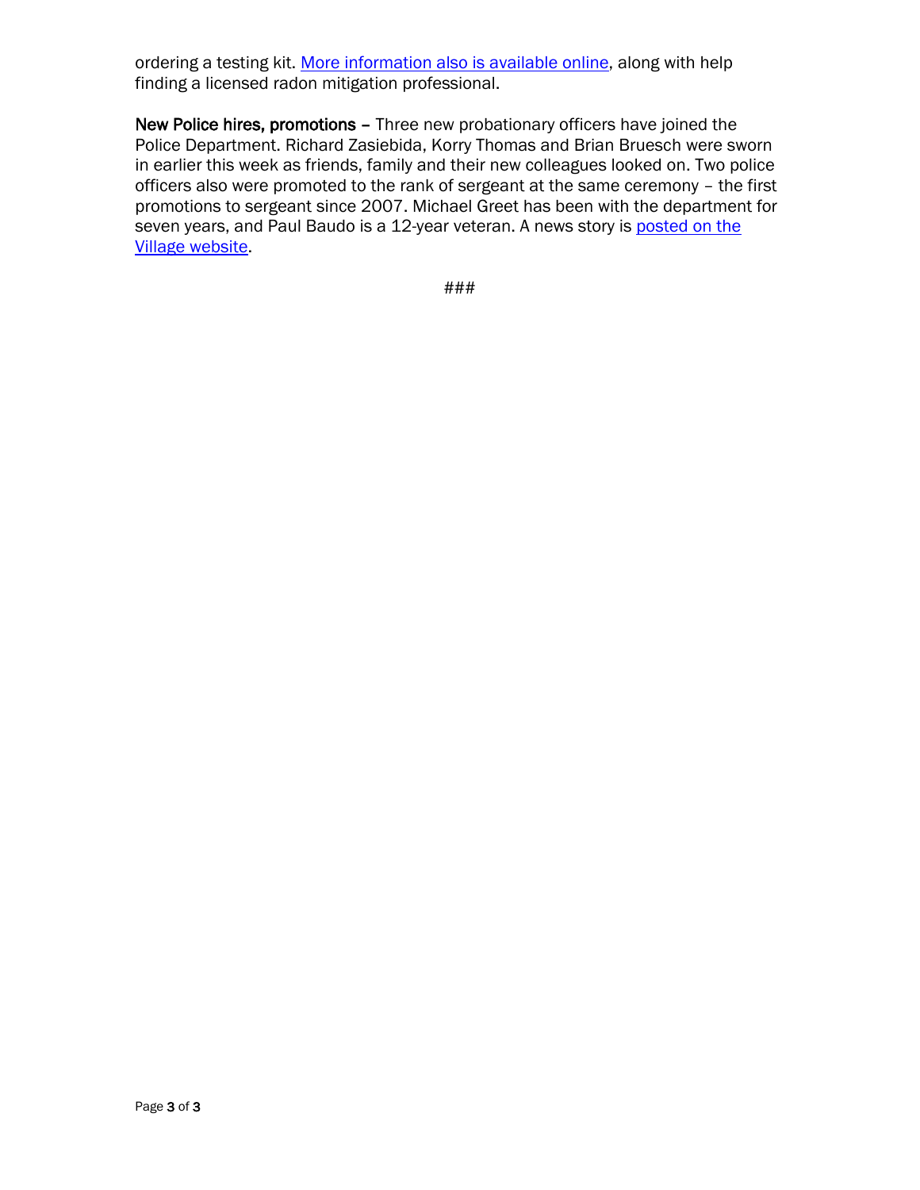ordering a testing kit. More information also is available online, along with help finding a licensed radon mitigation professional.

**New Police hires, promotions –** Three new probationary officers have joined the Police Department. Richard Zasiebida, Korry Thomas and Brian Bruesch were sworn in earlier this week as friends, family and their new colleagues looked on. Two police officers also were promoted to the rank of sergeant at the same ceremony – the first promotions to sergeant since 2007. Michael Greet has been with the department for seven years, and Paul Baudo is a 12-year veteran. A news story is posted on the Village website.

###